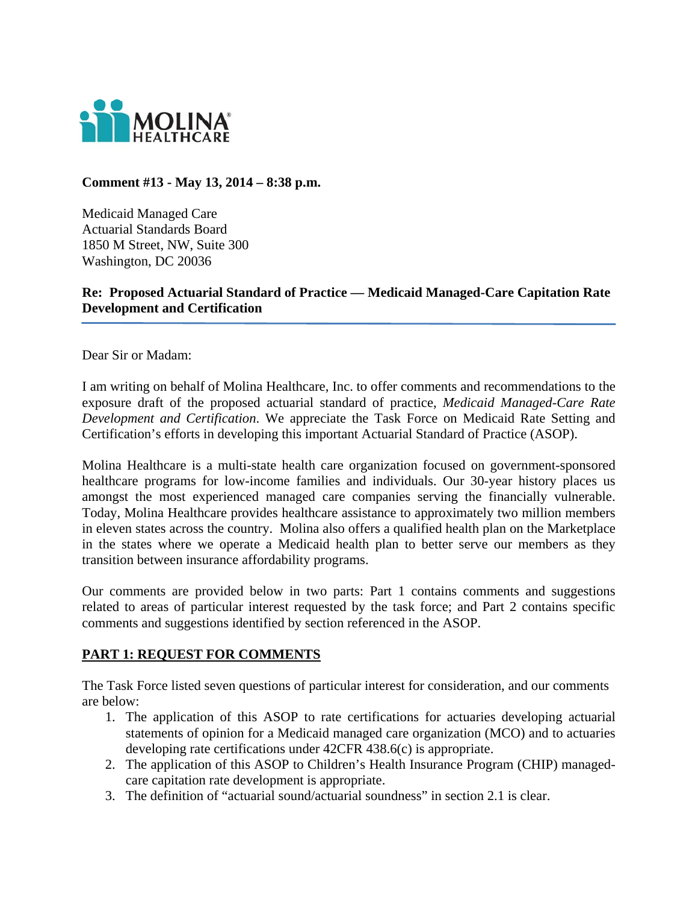MOLINA HEALTHCARE

**Comment #13 - May 13, 2014 – 8:38 p.m.**

Medicaid Managed Care
Actuarial Standards Board
1850 M Street, NW, Suite 300
Washington, DC 20036

**Re: Proposed Actuarial Standard of Practice — Medicaid Managed-Care Capitation Rate Development and Certification**

Dear Sir or Madam:

I am writing on behalf of Molina Healthcare, Inc. to offer comments and recommendations to the exposure draft of the proposed actuarial standard of practice, *Medicaid Managed-Care Rate Development and Certification*. We appreciate the Task Force on Medicaid Rate Setting and Certification's efforts in developing this important Actuarial Standard of Practice (ASOP).

Molina Healthcare is a multi-state health care organization focused on government-sponsored healthcare programs for low-income families and individuals. Our 30-year history places us amongst the most experienced managed care companies serving the financially vulnerable. Today, Molina Healthcare provides healthcare assistance to approximately two million members in eleven states across the country. Molina also offers a qualified health plan on the Marketplace in the states where we operate a Medicaid health plan to better serve our members as they transition between insurance affordability programs.

Our comments are provided below in two parts: Part 1 contains comments and suggestions related to areas of particular interest requested by the task force; and Part 2 contains specific comments and suggestions identified by section referenced in the ASOP.

## PART 1: REQUEST FOR COMMENTS

The Task Force listed seven questions of particular interest for consideration, and our comments are below:

1. The application of this ASOP to rate certifications for actuaries developing actuarial statements of opinion for a Medicaid managed care organization (MCO) and to actuaries developing rate certifications under 42CFR 438.6(c) is appropriate.
2. The application of this ASOP to Children's Health Insurance Program (CHIP) managed-care capitation rate development is appropriate.
3. The definition of "actuarial sound/actuarial soundness" in section 2.1 is clear.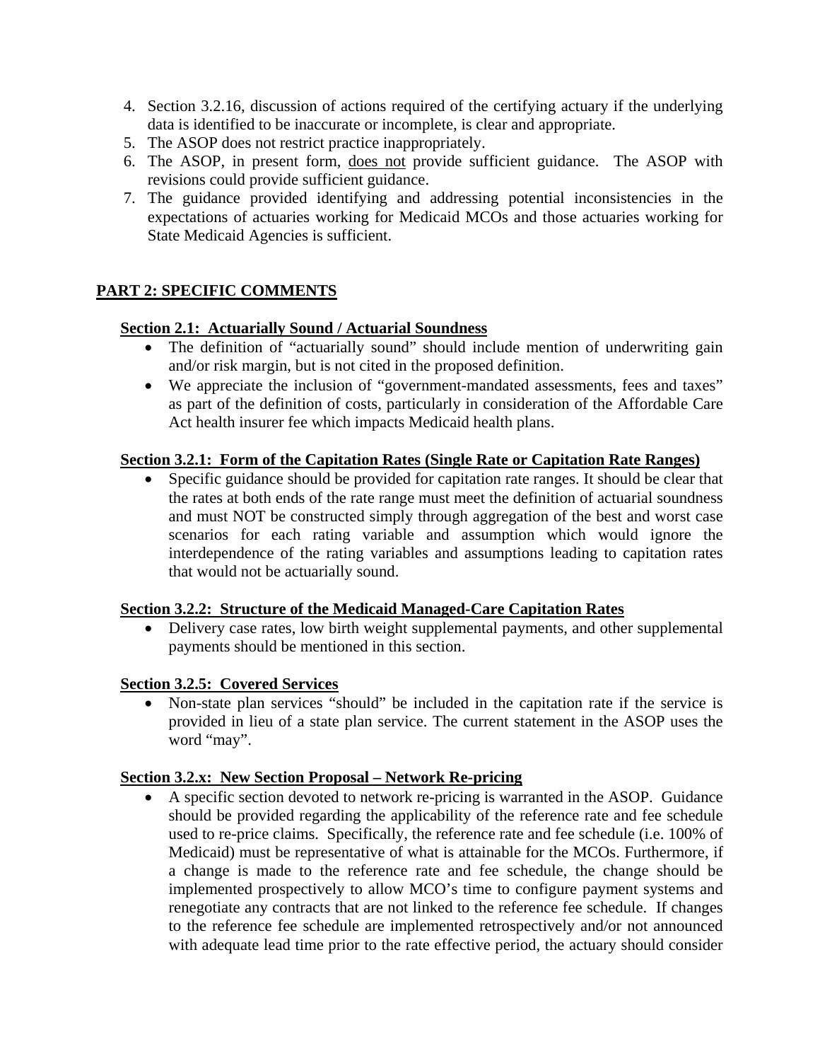4. Section 3.2.16, discussion of actions required of the certifying actuary if the underlying data is identified to be inaccurate or incomplete, is clear and appropriate.
5. The ASOP does not restrict practice inappropriately.
6. The ASOP, in present form, <u>does not</u> provide sufficient guidance. The ASOP with revisions could provide sufficient guidance.
7. The guidance provided identifying and addressing potential inconsistencies in the expectations of actuaries working for Medicaid MCOs and those actuaries working for State Medicaid Agencies is sufficient.

## PART 2: SPECIFIC COMMENTS

### Section 2.1: Actuarially Sound / Actuarial Soundness

- The definition of "actuarially sound" should include mention of underwriting gain and/or risk margin, but is not cited in the proposed definition.
- We appreciate the inclusion of "government-mandated assessments, fees and taxes" as part of the definition of costs, particularly in consideration of the Affordable Care Act health insurer fee which impacts Medicaid health plans.

### Section 3.2.1: Form of the Capitation Rates (Single Rate or Capitation Rate Ranges)

- Specific guidance should be provided for capitation rate ranges. It should be clear that the rates at both ends of the rate range must meet the definition of actuarial soundness and must NOT be constructed simply through aggregation of the best and worst case scenarios for each rating variable and assumption which would ignore the interdependence of the rating variables and assumptions leading to capitation rates that would not be actuarially sound.

### Section 3.2.2: Structure of the Medicaid Managed-Care Capitation Rates

- Delivery case rates, low birth weight supplemental payments, and other supplemental payments should be mentioned in this section.

### Section 3.2.5: Covered Services

- Non-state plan services "should" be included in the capitation rate if the service is provided in lieu of a state plan service. The current statement in the ASOP uses the word "may".

### Section 3.2.x: New Section Proposal – Network Re-pricing

- A specific section devoted to network re-pricing is warranted in the ASOP. Guidance should be provided regarding the applicability of the reference rate and fee schedule used to re-price claims. Specifically, the reference rate and fee schedule (i.e. 100% of Medicaid) must be representative of what is attainable for the MCOs. Furthermore, if a change is made to the reference rate and fee schedule, the change should be implemented prospectively to allow MCO's time to configure payment systems and renegotiate any contracts that are not linked to the reference fee schedule. If changes to the reference fee schedule are implemented retrospectively and/or not announced with adequate lead time prior to the rate effective period, the actuary should consider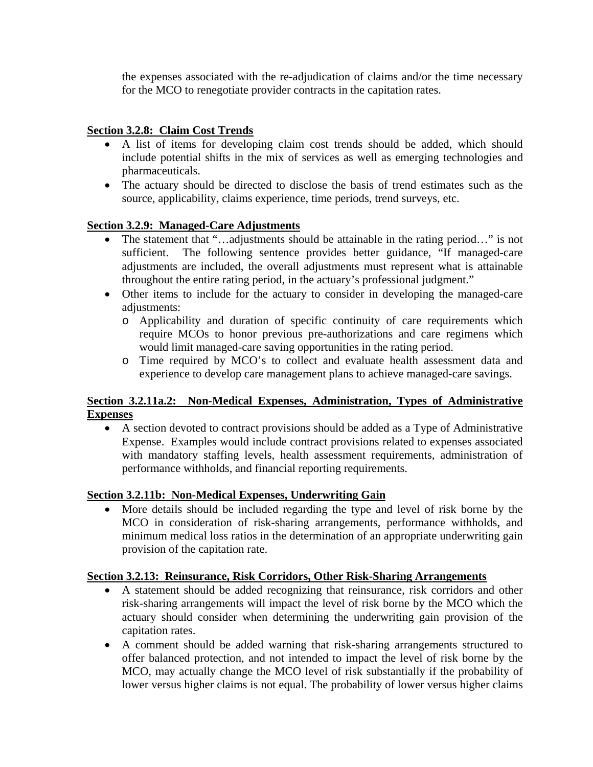the expenses associated with the re-adjudication of claims and/or the time necessary for the MCO to renegotiate provider contracts in the capitation rates.

**Section 3.2.8: Claim Cost Trends**

- A list of items for developing claim cost trends should be added, which should include potential shifts in the mix of services as well as emerging technologies and pharmaceuticals.
- The actuary should be directed to disclose the basis of trend estimates such as the source, applicability, claims experience, time periods, trend surveys, etc.

**Section 3.2.9: Managed-Care Adjustments**

- The statement that "…adjustments should be attainable in the rating period…" is not sufficient. The following sentence provides better guidance, "If managed-care adjustments are included, the overall adjustments must represent what is attainable throughout the entire rating period, in the actuary's professional judgment."
- Other items to include for the actuary to consider in developing the managed-care adjustments:
  - Applicability and duration of specific continuity of care requirements which require MCOs to honor previous pre-authorizations and care regimens which would limit managed-care saving opportunities in the rating period.
  - Time required by MCO's to collect and evaluate health assessment data and experience to develop care management plans to achieve managed-care savings.

**Section 3.2.11a.2: Non-Medical Expenses, Administration, Types of Administrative Expenses**

- A section devoted to contract provisions should be added as a Type of Administrative Expense. Examples would include contract provisions related to expenses associated with mandatory staffing levels, health assessment requirements, administration of performance withholds, and financial reporting requirements.

**Section 3.2.11b: Non-Medical Expenses, Underwriting Gain**

- More details should be included regarding the type and level of risk borne by the MCO in consideration of risk-sharing arrangements, performance withholds, and minimum medical loss ratios in the determination of an appropriate underwriting gain provision of the capitation rate.

**Section 3.2.13: Reinsurance, Risk Corridors, Other Risk-Sharing Arrangements**

- A statement should be added recognizing that reinsurance, risk corridors and other risk-sharing arrangements will impact the level of risk borne by the MCO which the actuary should consider when determining the underwriting gain provision of the capitation rates.
- A comment should be added warning that risk-sharing arrangements structured to offer balanced protection, and not intended to impact the level of risk borne by the MCO, may actually change the MCO level of risk substantially if the probability of lower versus higher claims is not equal. The probability of lower versus higher claims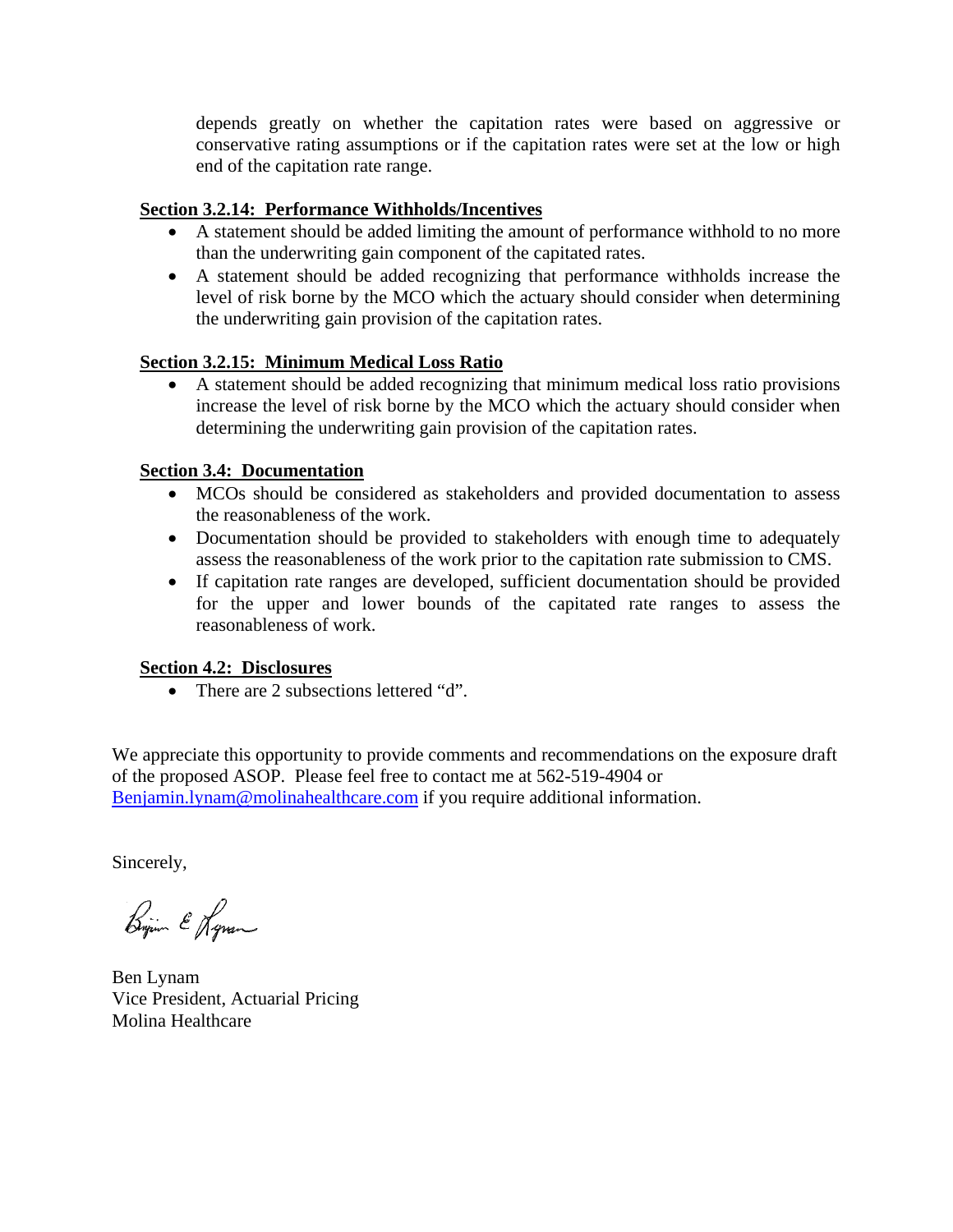depends greatly on whether the capitation rates were based on aggressive or conservative rating assumptions or if the capitation rates were set at the low or high end of the capitation rate range.

**Section 3.2.14: Performance Withholds/Incentives**

- A statement should be added limiting the amount of performance withhold to no more than the underwriting gain component of the capitated rates.
- A statement should be added recognizing that performance withholds increase the level of risk borne by the MCO which the actuary should consider when determining the underwriting gain provision of the capitation rates.

**Section 3.2.15: Minimum Medical Loss Ratio**

- A statement should be added recognizing that minimum medical loss ratio provisions increase the level of risk borne by the MCO which the actuary should consider when determining the underwriting gain provision of the capitation rates.

**Section 3.4: Documentation**

- MCOs should be considered as stakeholders and provided documentation to assess the reasonableness of the work.
- Documentation should be provided to stakeholders with enough time to adequately assess the reasonableness of the work prior to the capitation rate submission to CMS.
- If capitation rate ranges are developed, sufficient documentation should be provided for the upper and lower bounds of the capitated rate ranges to assess the reasonableness of work.

**Section 4.2: Disclosures**

- There are 2 subsections lettered "d".

We appreciate this opportunity to provide comments and recommendations on the exposure draft of the proposed ASOP. Please feel free to contact me at 562-519-4904 or Benjamin.lynam@molinahealthcare.com if you require additional information.

Sincerely,

Ben Lynam
Vice President, Actuarial Pricing
Molina Healthcare